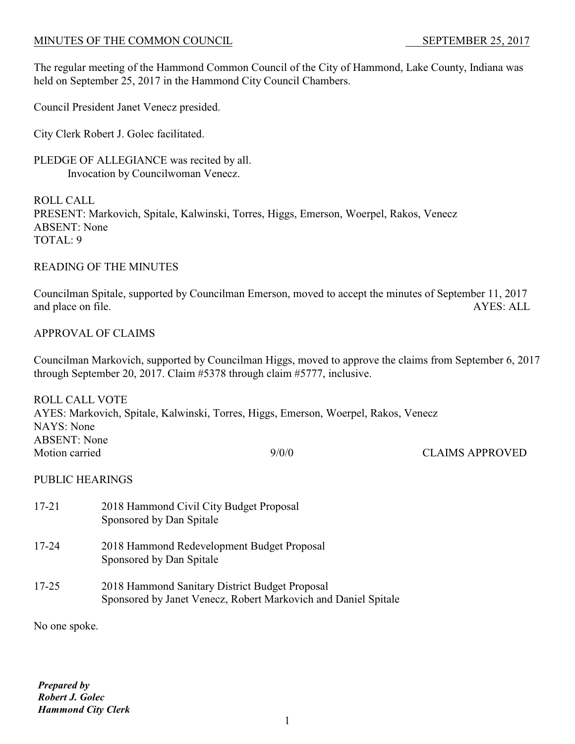MINUTES OF THE COMMON COUNCIL SEPTEMBER 25, 2017

The regular meeting of the Hammond Common Council of the City of Hammond, Lake County, Indiana was held on September 25, 2017 in the Hammond City Council Chambers.

Council President Janet Venecz presided.

City Clerk Robert J. Golec facilitated.

PLEDGE OF ALLEGIANCE was recited by all.
Invocation by Councilwoman Venecz.

ROLL CALL
PRESENT: Markovich, Spitale, Kalwinski, Torres, Higgs, Emerson, Woerpel, Rakos, Venecz
ABSENT: None
TOTAL: 9

READING OF THE MINUTES

Councilman Spitale, supported by Councilman Emerson, moved to accept the minutes of September 11, 2017 and place on file. AYES: ALL

APPROVAL OF CLAIMS

Councilman Markovich, supported by Councilman Higgs, moved to approve the claims from September 6, 2017 through September 20, 2017. Claim #5378 through claim #5777, inclusive.

ROLL CALL VOTE
AYES: Markovich, Spitale, Kalwinski, Torres, Higgs, Emerson, Woerpel, Rakos, Venecz
NAYS: None
ABSENT: None
Motion carried 9/0/0 CLAIMS APPROVED

PUBLIC HEARINGS

17-21 2018 Hammond Civil City Budget Proposal
Sponsored by Dan Spitale

17-24 2018 Hammond Redevelopment Budget Proposal
Sponsored by Dan Spitale

17-25 2018 Hammond Sanitary District Budget Proposal
Sponsored by Janet Venecz, Robert Markovich and Daniel Spitale

No one spoke.

***Prepared by***
***Robert J. Golec***
***Hammond City Clerk***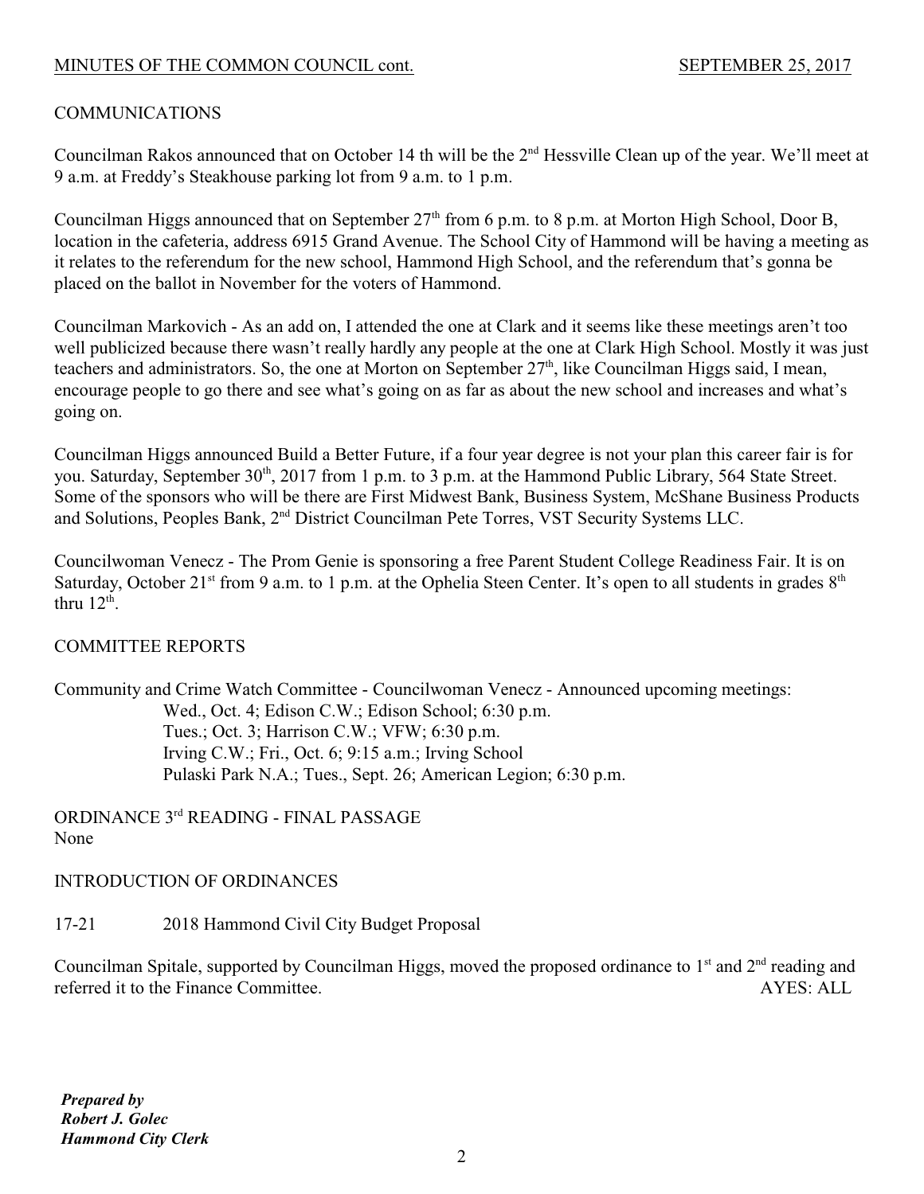COMMUNICATIONS

Councilman Rakos announced that on October 14 th will be the 2nd Hessville Clean up of the year. We'll meet at 9 a.m. at Freddy's Steakhouse parking lot from 9 a.m. to 1 p.m.

Councilman Higgs announced that on September 27th from 6 p.m. to 8 p.m. at Morton High School, Door B, location in the cafeteria, address 6915 Grand Avenue. The School City of Hammond will be having a meeting as it relates to the referendum for the new school, Hammond High School, and the referendum that's gonna be placed on the ballot in November for the voters of Hammond.

Councilman Markovich - As an add on, I attended the one at Clark and it seems like these meetings aren't too well publicized because there wasn't really hardly any people at the one at Clark High School. Mostly it was just teachers and administrators. So, the one at Morton on September 27th, like Councilman Higgs said, I mean, encourage people to go there and see what's going on as far as about the new school and increases and what's going on.

Councilman Higgs announced Build a Better Future, if a four year degree is not your plan this career fair is for you. Saturday, September 30th, 2017 from 1 p.m. to 3 p.m. at the Hammond Public Library, 564 State Street. Some of the sponsors who will be there are First Midwest Bank, Business System, McShane Business Products and Solutions, Peoples Bank, 2nd District Councilman Pete Torres, VST Security Systems LLC.

Councilwoman Venecz - The Prom Genie is sponsoring a free Parent Student College Readiness Fair. It is on Saturday, October 21st from 9 a.m. to 1 p.m. at the Ophelia Steen Center. It's open to all students in grades 8th thru 12th.

COMMITTEE REPORTS

Community and Crime Watch Committee - Councilwoman Venecz - Announced upcoming meetings:

Wed., Oct. 4; Edison C.W.; Edison School; 6:30 p.m.
Tues.; Oct. 3; Harrison C.W.; VFW; 6:30 p.m.
Irving C.W.; Fri., Oct. 6; 9:15 a.m.; Irving School
Pulaski Park N.A.; Tues., Sept. 26; American Legion; 6:30 p.m.

ORDINANCE 3rd READING - FINAL PASSAGE
None

INTRODUCTION OF ORDINANCES

17-21 2018 Hammond Civil City Budget Proposal

Councilman Spitale, supported by Councilman Higgs, moved the proposed ordinance to 1st and 2nd reading and referred it to the Finance Committee. AYES: ALL

***Prepared by***
***Robert J. Golec***
***Hammond City Clerk***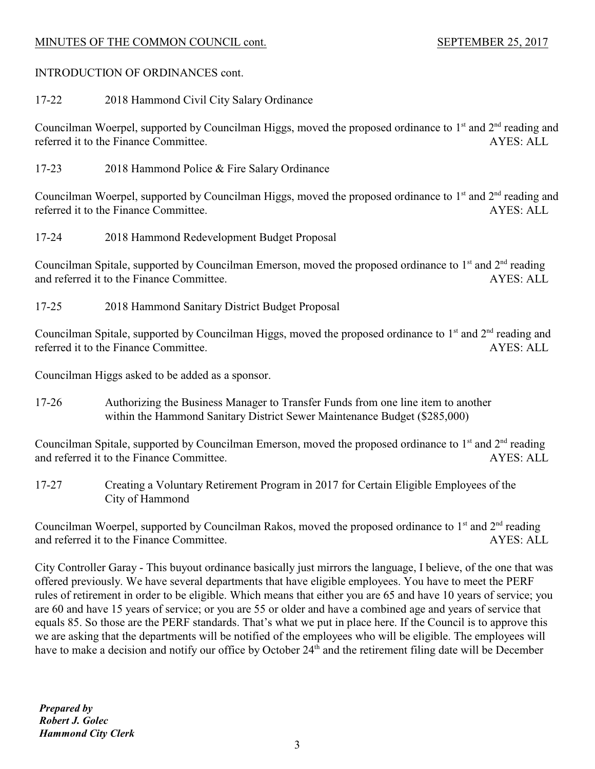INTRODUCTION OF ORDINANCES cont.

17-22 2018 Hammond Civil City Salary Ordinance

Councilman Woerpel, supported by Councilman Higgs, moved the proposed ordinance to 1st and 2nd reading and referred it to the Finance Committee. AYES: ALL

17-23 2018 Hammond Police & Fire Salary Ordinance

Councilman Woerpel, supported by Councilman Higgs, moved the proposed ordinance to 1st and 2nd reading and referred it to the Finance Committee. AYES: ALL

17-24 2018 Hammond Redevelopment Budget Proposal

Councilman Spitale, supported by Councilman Emerson, moved the proposed ordinance to 1st and 2nd reading and referred it to the Finance Committee. AYES: ALL

17-25 2018 Hammond Sanitary District Budget Proposal

Councilman Spitale, supported by Councilman Higgs, moved the proposed ordinance to 1st and 2nd reading and referred it to the Finance Committee. AYES: ALL

Councilman Higgs asked to be added as a sponsor.

17-26 Authorizing the Business Manager to Transfer Funds from one line item to another within the Hammond Sanitary District Sewer Maintenance Budget ($285,000)

Councilman Spitale, supported by Councilman Emerson, moved the proposed ordinance to 1st and 2nd reading and referred it to the Finance Committee. AYES: ALL

17-27 Creating a Voluntary Retirement Program in 2017 for Certain Eligible Employees of the City of Hammond

Councilman Woerpel, supported by Councilman Rakos, moved the proposed ordinance to 1st and 2nd reading and referred it to the Finance Committee. AYES: ALL

City Controller Garay - This buyout ordinance basically just mirrors the language, I believe, of the one that was offered previously. We have several departments that have eligible employees. You have to meet the PERF rules of retirement in order to be eligible. Which means that either you are 65 and have 10 years of service; you are 60 and have 15 years of service; or you are 55 or older and have a combined age and years of service that equals 85. So those are the PERF standards. That's what we put in place here. If the Council is to approve this we are asking that the departments will be notified of the employees who will be eligible. The employees will have to make a decision and notify our office by October 24th and the retirement filing date will be December

***Prepared by***
***Robert J. Golec***
***Hammond City Clerk***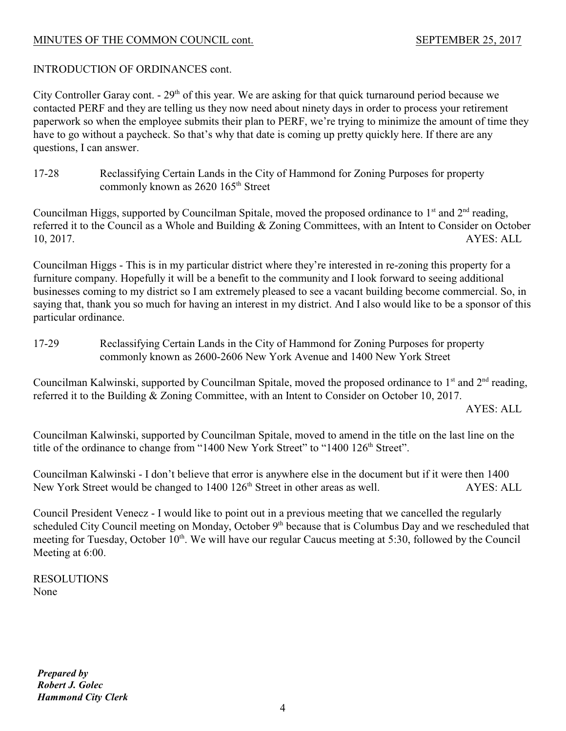INTRODUCTION OF ORDINANCES cont.

City Controller Garay cont. - 29th of this year. We are asking for that quick turnaround period because we contacted PERF and they are telling us they now need about ninety days in order to process your retirement paperwork so when the employee submits their plan to PERF, we're trying to minimize the amount of time they have to go without a paycheck. So that's why that date is coming up pretty quickly here. If there are any questions, I can answer.

17-28 Reclassifying Certain Lands in the City of Hammond for Zoning Purposes for property commonly known as 2620 165th Street

Councilman Higgs, supported by Councilman Spitale, moved the proposed ordinance to 1st and 2nd reading, referred it to the Council as a Whole and Building & Zoning Committees, with an Intent to Consider on October 10, 2017. AYES: ALL

Councilman Higgs - This is in my particular district where they're interested in re-zoning this property for a furniture company. Hopefully it will be a benefit to the community and I look forward to seeing additional businesses coming to my district so I am extremely pleased to see a vacant building become commercial. So, in saying that, thank you so much for having an interest in my district. And I also would like to be a sponsor of this particular ordinance.

17-29 Reclassifying Certain Lands in the City of Hammond for Zoning Purposes for property commonly known as 2600-2606 New York Avenue and 1400 New York Street

Councilman Kalwinski, supported by Councilman Spitale, moved the proposed ordinance to 1st and 2nd reading, referred it to the Building & Zoning Committee, with an Intent to Consider on October 10, 2017.
AYES: ALL

Councilman Kalwinski, supported by Councilman Spitale, moved to amend in the title on the last line on the title of the ordinance to change from "1400 New York Street" to "1400 126th Street".

Councilman Kalwinski - I don't believe that error is anywhere else in the document but if it were then 1400 New York Street would be changed to 1400 126th Street in other areas as well. AYES: ALL

Council President Venecz - I would like to point out in a previous meeting that we cancelled the regularly scheduled City Council meeting on Monday, October 9th because that is Columbus Day and we rescheduled that meeting for Tuesday, October 10th. We will have our regular Caucus meeting at 5:30, followed by the Council Meeting at 6:00.

RESOLUTIONS
None

***Prepared by***
***Robert J. Golec***
***Hammond City Clerk***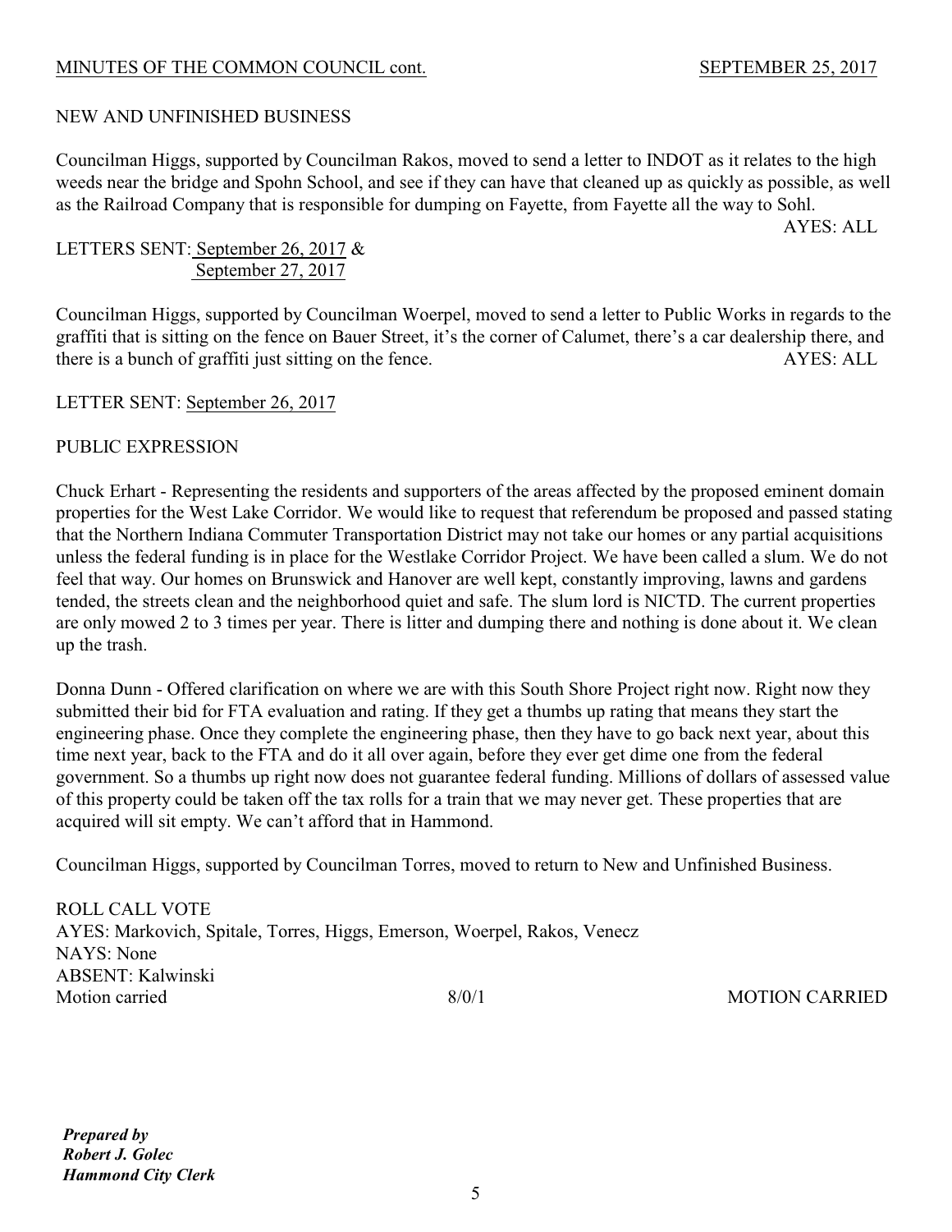NEW AND UNFINISHED BUSINESS

Councilman Higgs, supported by Councilman Rakos, moved to send a letter to INDOT as it relates to the high weeds near the bridge and Spohn School, and see if they can have that cleaned up as quickly as possible, as well as the Railroad Company that is responsible for dumping on Fayette, from Fayette all the way to Sohl.

AYES: ALL

LETTERS SENT: September 26, 2017 &
September 27, 2017

Councilman Higgs, supported by Councilman Woerpel, moved to send a letter to Public Works in regards to the graffiti that is sitting on the fence on Bauer Street, it's the corner of Calumet, there's a car dealership there, and there is a bunch of graffiti just sitting on the fence. AYES: ALL

LETTER SENT: September 26, 2017

PUBLIC EXPRESSION

Chuck Erhart - Representing the residents and supporters of the areas affected by the proposed eminent domain properties for the West Lake Corridor. We would like to request that referendum be proposed and passed stating that the Northern Indiana Commuter Transportation District may not take our homes or any partial acquisitions unless the federal funding is in place for the Westlake Corridor Project. We have been called a slum. We do not feel that way. Our homes on Brunswick and Hanover are well kept, constantly improving, lawns and gardens tended, the streets clean and the neighborhood quiet and safe. The slum lord is NICTD. The current properties are only mowed 2 to 3 times per year. There is litter and dumping there and nothing is done about it. We clean up the trash.

Donna Dunn - Offered clarification on where we are with this South Shore Project right now. Right now they submitted their bid for FTA evaluation and rating. If they get a thumbs up rating that means they start the engineering phase. Once they complete the engineering phase, then they have to go back next year, about this time next year, back to the FTA and do it all over again, before they ever get dime one from the federal government. So a thumbs up right now does not guarantee federal funding. Millions of dollars of assessed value of this property could be taken off the tax rolls for a train that we may never get. These properties that are acquired will sit empty. We can't afford that in Hammond.

Councilman Higgs, supported by Councilman Torres, moved to return to New and Unfinished Business.

ROLL CALL VOTE
AYES: Markovich, Spitale, Torres, Higgs, Emerson, Woerpel, Rakos, Venecz
NAYS: None
ABSENT: Kalwinski
Motion carried 8/0/1 MOTION CARRIED

***Prepared by***
***Robert J. Golec***
***Hammond City Clerk***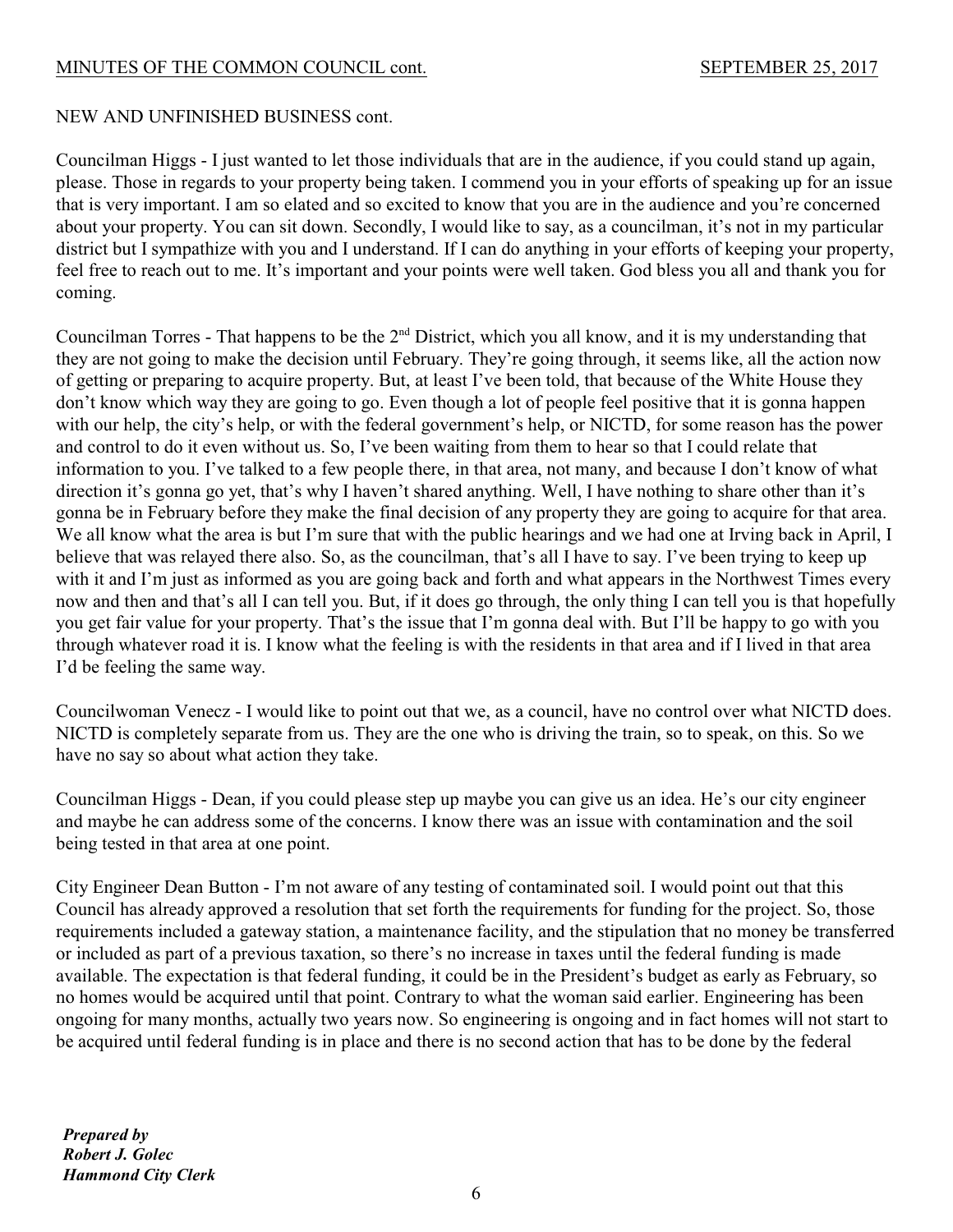NEW AND UNFINISHED BUSINESS cont.

Councilman Higgs - I just wanted to let those individuals that are in the audience, if you could stand up again, please. Those in regards to your property being taken. I commend you in your efforts of speaking up for an issue that is very important. I am so elated and so excited to know that you are in the audience and you're concerned about your property. You can sit down. Secondly, I would like to say, as a councilman, it's not in my particular district but I sympathize with you and I understand. If I can do anything in your efforts of keeping your property, feel free to reach out to me. It's important and your points were well taken. God bless you all and thank you for coming.

Councilman Torres - That happens to be the 2nd District, which you all know, and it is my understanding that they are not going to make the decision until February. They're going through, it seems like, all the action now of getting or preparing to acquire property. But, at least I've been told, that because of the White House they don't know which way they are going to go. Even though a lot of people feel positive that it is gonna happen with our help, the city's help, or with the federal government's help, or NICTD, for some reason has the power and control to do it even without us. So, I've been waiting from them to hear so that I could relate that information to you. I've talked to a few people there, in that area, not many, and because I don't know of what direction it's gonna go yet, that's why I haven't shared anything. Well, I have nothing to share other than it's gonna be in February before they make the final decision of any property they are going to acquire for that area. We all know what the area is but I'm sure that with the public hearings and we had one at Irving back in April, I believe that was relayed there also. So, as the councilman, that's all I have to say. I've been trying to keep up with it and I'm just as informed as you are going back and forth and what appears in the Northwest Times every now and then and that's all I can tell you. But, if it does go through, the only thing I can tell you is that hopefully you get fair value for your property. That's the issue that I'm gonna deal with. But I'll be happy to go with you through whatever road it is. I know what the feeling is with the residents in that area and if I lived in that area I'd be feeling the same way.

Councilwoman Venecz - I would like to point out that we, as a council, have no control over what NICTD does. NICTD is completely separate from us. They are the one who is driving the train, so to speak, on this. So we have no say so about what action they take.

Councilman Higgs - Dean, if you could please step up maybe you can give us an idea. He's our city engineer and maybe he can address some of the concerns. I know there was an issue with contamination and the soil being tested in that area at one point.

City Engineer Dean Button - I'm not aware of any testing of contaminated soil. I would point out that this Council has already approved a resolution that set forth the requirements for funding for the project. So, those requirements included a gateway station, a maintenance facility, and the stipulation that no money be transferred or included as part of a previous taxation, so there's no increase in taxes until the federal funding is made available. The expectation is that federal funding, it could be in the President's budget as early as February, so no homes would be acquired until that point. Contrary to what the woman said earlier. Engineering has been ongoing for many months, actually two years now. So engineering is ongoing and in fact homes will not start to be acquired until federal funding is in place and there is no second action that has to be done by the federal

***Prepared by***
***Robert J. Golec***
***Hammond City Clerk***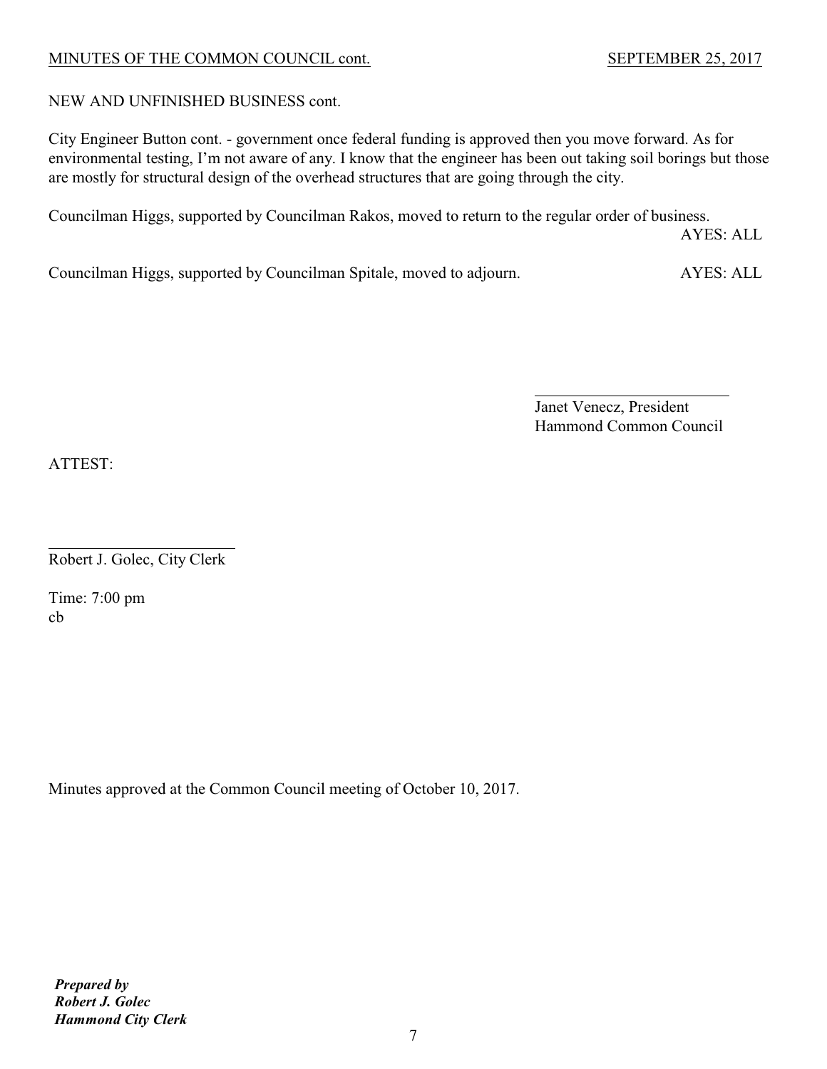NEW AND UNFINISHED BUSINESS cont.

City Engineer Button cont. - government once federal funding is approved then you move forward. As for environmental testing, I'm not aware of any. I know that the engineer has been out taking soil borings but those are mostly for structural design of the overhead structures that are going through the city.

Councilman Higgs, supported by Councilman Rakos, moved to return to the regular order of business.
AYES: ALL

Councilman Higgs, supported by Councilman Spitale, moved to adjourn. AYES: ALL

\_\_\_\_\_\_\_\_\_\_\_\_\_\_\_\_\_\_\_\_\_\_\_\_
Janet Venecz, President
Hammond Common Council

ATTEST:

\_\_\_\_\_\_\_\_\_\_\_\_\_\_\_\_\_\_\_\_\_\_\_\_
Robert J. Golec, City Clerk

Time: 7:00 pm
cb

Minutes approved at the Common Council meeting of October 10, 2017.

***Prepared by***
***Robert J. Golec***
***Hammond City Clerk***